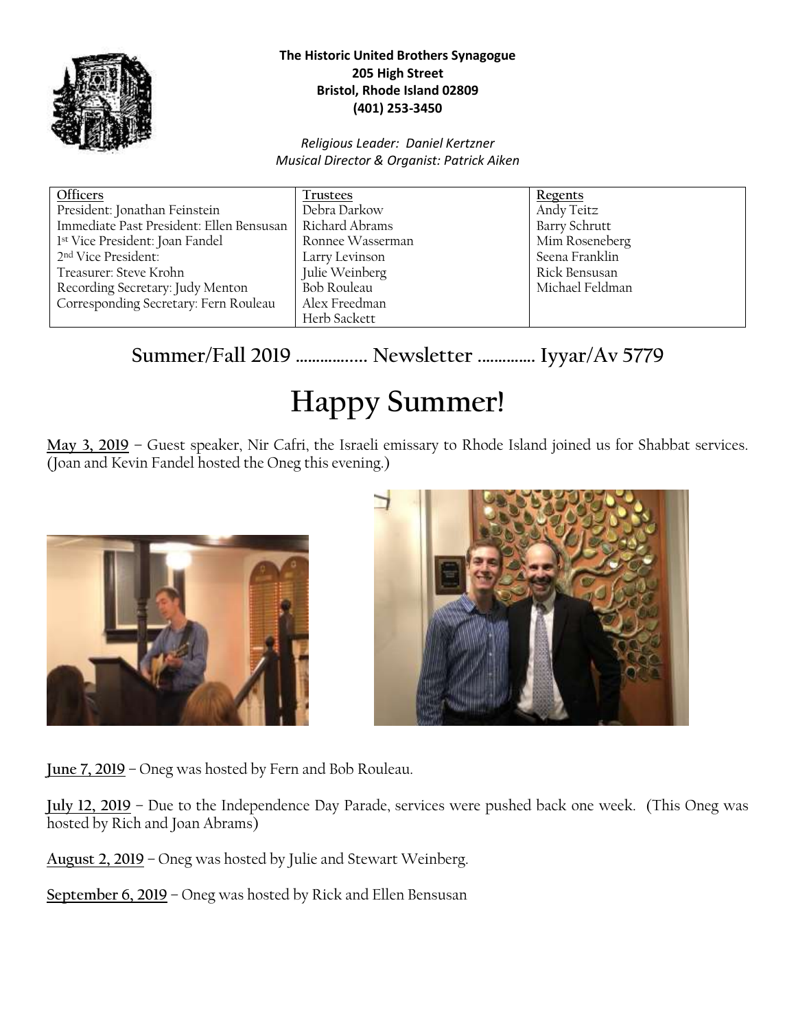**The Historic United Brothers Synagogue**
**205 High Street**
**Bristol, Rhode Island 02809**
**(401) 253-3450**

*Religious Leader: Daniel Kertzner*
*Musical Director & Organist: Patrick Aiken*

| Officers | Trustees | Regents |
|---|---|---|
| President: Jonathan Feinstein | Debra Darkow | Andy Teitz |
| Immediate Past President: Ellen Bensusan | Richard Abrams | Barry Schrutt |
| 1st Vice President: Joan Fandel | Ronnee Wasserman | Mim Roseneberg |
| 2nd Vice President: | Larry Levinson | Seena Franklin |
| Treasurer: Steve Krohn | Julie Weinberg | Rick Bensusan |
| Recording Secretary: Judy Menton | Bob Rouleau | Michael Feldman |
| Corresponding Secretary: Fern Rouleau | Alex Freedman | |
| | Herb Sackett | |

## Summer/Fall 2019 ................ Newsletter .............. Iyyar/Av 5779

# Happy Summer!

**May 3, 2019** – Guest speaker, Nir Cafri, the Israeli emissary to Rhode Island joined us for Shabbat services. (Joan and Kevin Fandel hosted the Oneg this evening.)

**June 7, 2019** – Oneg was hosted by Fern and Bob Rouleau.

**July 12, 2019** – Due to the Independence Day Parade, services were pushed back one week. (This Oneg was hosted by Rich and Joan Abrams)

**August 2, 2019** – Oneg was hosted by Julie and Stewart Weinberg.

**September 6, 2019** – Oneg was hosted by Rick and Ellen Bensusan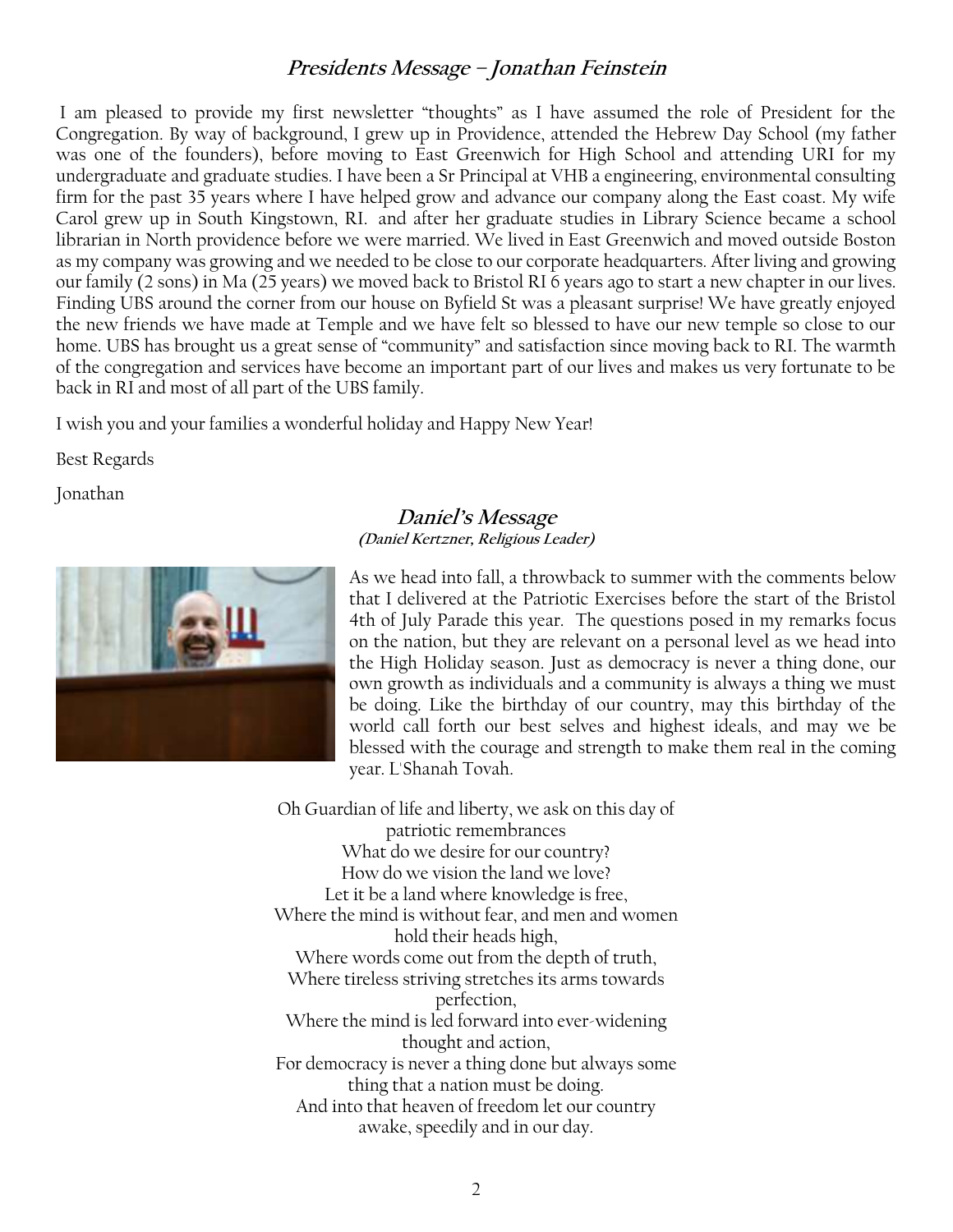## *Presidents Message – Jonathan Feinstein*

I am pleased to provide my first newsletter "thoughts" as I have assumed the role of President for the Congregation. By way of background, I grew up in Providence, attended the Hebrew Day School (my father was one of the founders), before moving to East Greenwich for High School and attending URI for my undergraduate and graduate studies. I have been a Sr Principal at VHB a engineering, environmental consulting firm for the past 35 years where I have helped grow and advance our company along the East coast. My wife Carol grew up in South Kingstown, RI. and after her graduate studies in Library Science became a school librarian in North providence before we were married. We lived in East Greenwich and moved outside Boston as my company was growing and we needed to be close to our corporate headquarters. After living and growing our family (2 sons) in Ma (25 years) we moved back to Bristol RI 6 years ago to start a new chapter in our lives. Finding UBS around the corner from our house on Byfield St was a pleasant surprise! We have greatly enjoyed the new friends we have made at Temple and we have felt so blessed to have our new temple so close to our home. UBS has brought us a great sense of "community" and satisfaction since moving back to RI. The warmth of the congregation and services have become an important part of our lives and makes us very fortunate to be back in RI and most of all part of the UBS family.

I wish you and your families a wonderful holiday and Happy New Year!

Best Regards

Jonathan

## *Daniel's Message*

***(Daniel Kertzner, Religious Leader)***

As we head into fall, a throwback to summer with the comments below that I delivered at the Patriotic Exercises before the start of the Bristol 4th of July Parade this year. The questions posed in my remarks focus on the nation, but they are relevant on a personal level as we head into the High Holiday season. Just as democracy is never a thing done, our own growth as individuals and a community is always a thing we must be doing. Like the birthday of our country, may this birthday of the world call forth our best selves and highest ideals, and may we be blessed with the courage and strength to make them real in the coming year. L'Shanah Tovah.

Oh Guardian of life and liberty, we ask on this day of patriotic remembrances
What do we desire for our country?
How do we vision the land we love?
Let it be a land where knowledge is free,
Where the mind is without fear, and men and women hold their heads high,
Where words come out from the depth of truth,
Where tireless striving stretches its arms towards perfection,
Where the mind is led forward into ever-widening thought and action,
For democracy is never a thing done but always some thing that a nation must be doing.
And into that heaven of freedom let our country awake, speedily and in our day.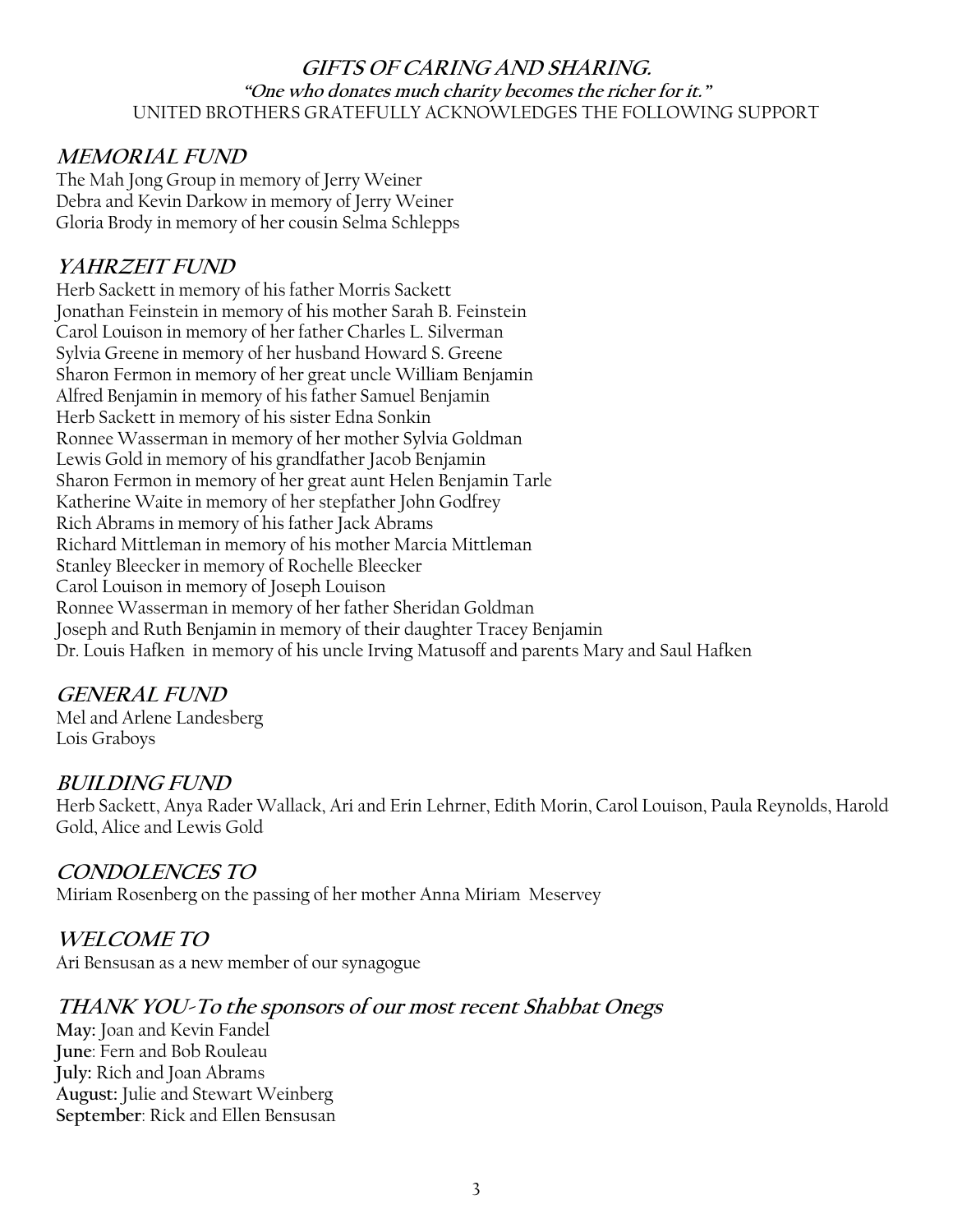## *GIFTS OF CARING AND SHARING.*

***"One who donates much charity becomes the richer for it."***

UNITED BROTHERS GRATEFULLY ACKNOWLEDGES THE FOLLOWING SUPPORT

### *MEMORIAL FUND*

The Mah Jong Group in memory of Jerry Weiner
Debra and Kevin Darkow in memory of Jerry Weiner
Gloria Brody in memory of her cousin Selma Schlepps

### *YAHRZEIT FUND*

Herb Sackett in memory of his father Morris Sackett
Jonathan Feinstein in memory of his mother Sarah B. Feinstein
Carol Louison in memory of her father Charles L. Silverman
Sylvia Greene in memory of her husband Howard S. Greene
Sharon Fermon in memory of her great uncle William Benjamin
Alfred Benjamin in memory of his father Samuel Benjamin
Herb Sackett in memory of his sister Edna Sonkin
Ronnee Wasserman in memory of her mother Sylvia Goldman
Lewis Gold in memory of his grandfather Jacob Benjamin
Sharon Fermon in memory of her great aunt Helen Benjamin Tarle
Katherine Waite in memory of her stepfather John Godfrey
Rich Abrams in memory of his father Jack Abrams
Richard Mittleman in memory of his mother Marcia Mittleman
Stanley Bleecker in memory of Rochelle Bleecker
Carol Louison in memory of Joseph Louison
Ronnee Wasserman in memory of her father Sheridan Goldman
Joseph and Ruth Benjamin in memory of their daughter Tracey Benjamin
Dr. Louis Hafken in memory of his uncle Irving Matusoff and parents Mary and Saul Hafken

### *GENERAL FUND*

Mel and Arlene Landesberg
Lois Graboys

### *BUILDING FUND*

Herb Sackett, Anya Rader Wallack, Ari and Erin Lehrner, Edith Morin, Carol Louison, Paula Reynolds, Harold Gold, Alice and Lewis Gold

### *CONDOLENCES TO*

Miriam Rosenberg on the passing of her mother Anna Miriam Meservey

### *WELCOME TO*

Ari Bensusan as a new member of our synagogue

### *THANK YOU-To the sponsors of our most recent Shabbat Onegs*

**May:** Joan and Kevin Fandel
**June**: Fern and Bob Rouleau
**July:** Rich and Joan Abrams
**August:** Julie and Stewart Weinberg
**September**: Rick and Ellen Bensusan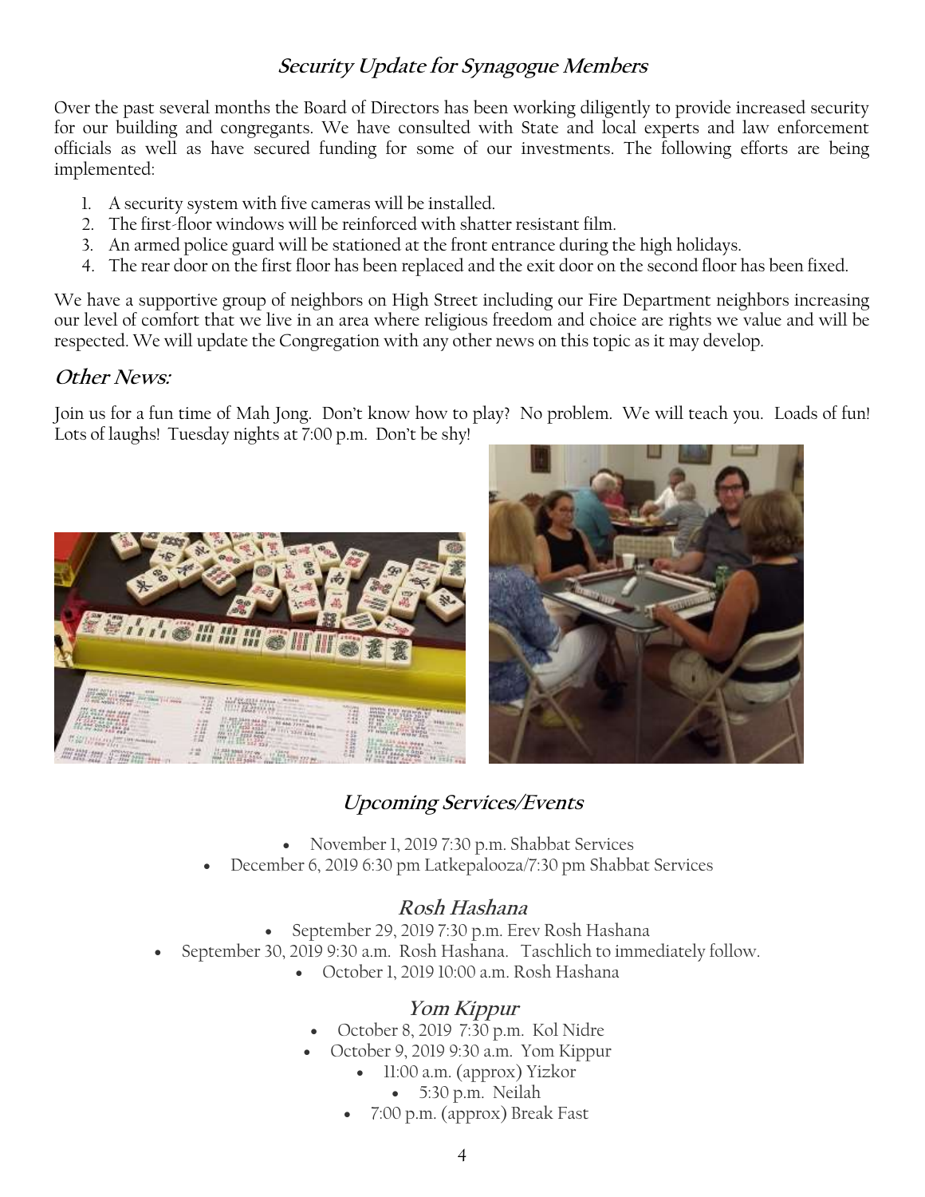## Security Update for Synagogue Members

Over the past several months the Board of Directors has been working diligently to provide increased security for our building and congregants. We have consulted with State and local experts and law enforcement officials as well as have secured funding for some of our investments. The following efforts are being implemented:

1. A security system with five cameras will be installed.
2. The first-floor windows will be reinforced with shatter resistant film.
3. An armed police guard will be stationed at the front entrance during the high holidays.
4. The rear door on the first floor has been replaced and the exit door on the second floor has been fixed.

We have a supportive group of neighbors on High Street including our Fire Department neighbors increasing our level of comfort that we live in an area where religious freedom and choice are rights we value and will be respected. We will update the Congregation with any other news on this topic as it may develop.

## Other News:

Join us for a fun time of Mah Jong. Don't know how to play? No problem. We will teach you. Loads of fun! Lots of laughs! Tuesday nights at 7:00 p.m. Don't be shy!

## Upcoming Services/Events

- November 1, 2019 7:30 p.m. Shabbat Services
- December 6, 2019 6:30 pm Latkepalooza/7:30 pm Shabbat Services

### Rosh Hashana

- September 29, 2019 7:30 p.m. Erev Rosh Hashana
- September 30, 2019 9:30 a.m. Rosh Hashana. Taschlich to immediately follow.
- October 1, 2019 10:00 a.m. Rosh Hashana

### Yom Kippur

- October 8, 2019 7:30 p.m. Kol Nidre
- October 9, 2019 9:30 a.m. Yom Kippur
- 11:00 a.m. (approx) Yizkor
- 5:30 p.m. Neilah
- 7:00 p.m. (approx) Break Fast